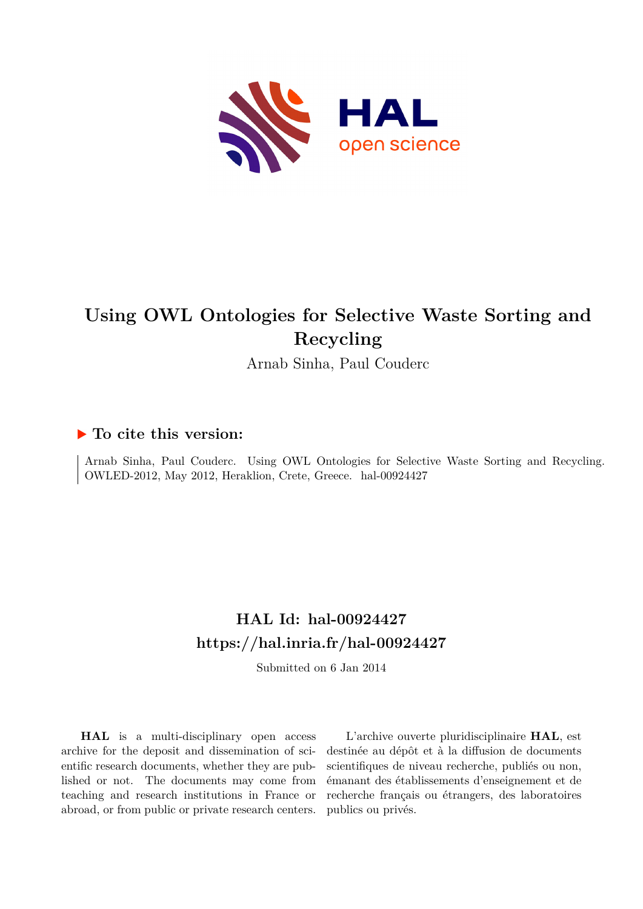# Using OWL Ontologies for Selective Waste Sorting and Recycling

Arnab Sinha, Paul Couderc

## ▶ To cite this version:

Arnab Sinha, Paul Couderc. Using OWL Ontologies for Selective Waste Sorting and Recycling. OWLED-2012, May 2012, Heraklion, Crete, Greece. hal-00924427

## HAL Id: hal-00924427

## https://hal.inria.fr/hal-00924427

Submitted on 6 Jan 2014

**HAL** is a multi-disciplinary open access archive for the deposit and dissemination of scientific research documents, whether they are published or not. The documents may come from teaching and research institutions in France or abroad, or from public or private research centers.

L'archive ouverte pluridisciplinaire **HAL**, est destinée au dépôt et à la diffusion de documents scientifiques de niveau recherche, publiés ou non, émanant des établissements d'enseignement et de recherche français ou étrangers, des laboratoires publics ou privés.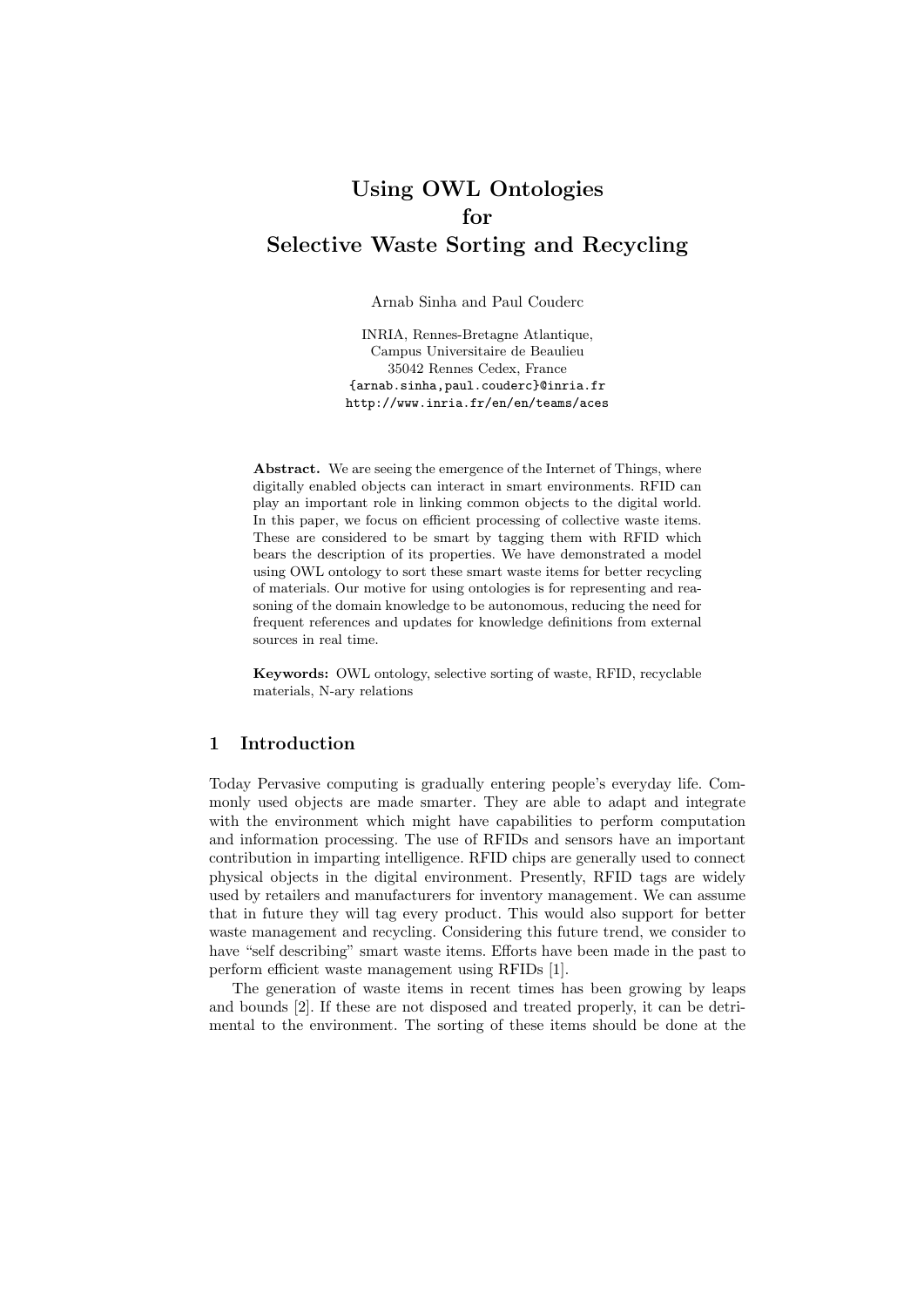# Using OWL Ontologies for Selective Waste Sorting and Recycling

Arnab Sinha and Paul Couderc

INRIA, Rennes-Bretagne Atlantique,
Campus Universitaire de Beaulieu
35042 Rennes Cedex, France
{arnab.sinha,paul.couderc}@inria.fr
http://www.inria.fr/en/en/teams/aces

**Abstract.** We are seeing the emergence of the Internet of Things, where digitally enabled objects can interact in smart environments. RFID can play an important role in linking common objects to the digital world. In this paper, we focus on efficient processing of collective waste items. These are considered to be smart by tagging them with RFID which bears the description of its properties. We have demonstrated a model using OWL ontology to sort these smart waste items for better recycling of materials. Our motive for using ontologies is for representing and reasoning of the domain knowledge to be autonomous, reducing the need for frequent references and updates for knowledge definitions from external sources in real time.

**Keywords:** OWL ontology, selective sorting of waste, RFID, recyclable materials, N-ary relations

## 1 Introduction

Today Pervasive computing is gradually entering people's everyday life. Commonly used objects are made smarter. They are able to adapt and integrate with the environment which might have capabilities to perform computation and information processing. The use of RFIDs and sensors have an important contribution in imparting intelligence. RFID chips are generally used to connect physical objects in the digital environment. Presently, RFID tags are widely used by retailers and manufacturers for inventory management. We can assume that in future they will tag every product. This would also support for better waste management and recycling. Considering this future trend, we consider to have "self describing" smart waste items. Efforts have been made in the past to perform efficient waste management using RFIDs [1].

The generation of waste items in recent times has been growing by leaps and bounds [2]. If these are not disposed and treated properly, it can be detrimental to the environment. The sorting of these items should be done at the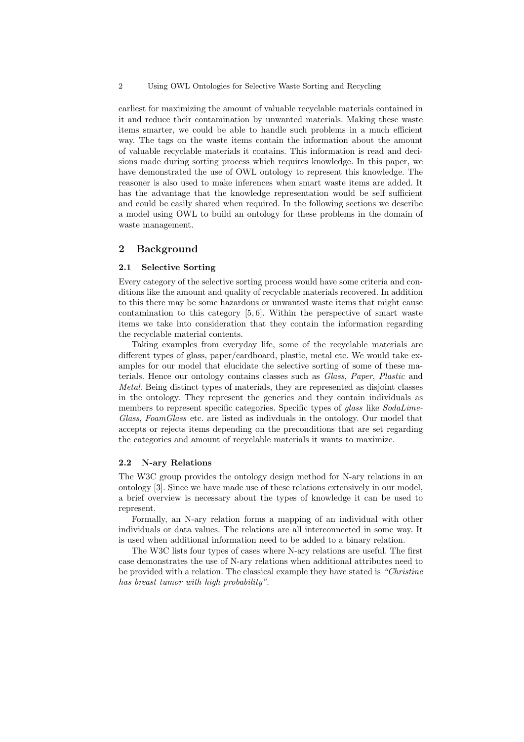earliest for maximizing the amount of valuable recyclable materials contained in it and reduce their contamination by unwanted materials. Making these waste items smarter, we could be able to handle such problems in a much efficient way. The tags on the waste items contain the information about the amount of valuable recyclable materials it contains. This information is read and decisions made during sorting process which requires knowledge. In this paper, we have demonstrated the use of OWL ontology to represent this knowledge. The reasoner is also used to make inferences when smart waste items are added. It has the advantage that the knowledge representation would be self sufficient and could be easily shared when required. In the following sections we describe a model using OWL to build an ontology for these problems in the domain of waste management.

## 2 Background

### 2.1 Selective Sorting

Every category of the selective sorting process would have some criteria and conditions like the amount and quality of recyclable materials recovered. In addition to this there may be some hazardous or unwanted waste items that might cause contamination to this category [5, 6]. Within the perspective of smart waste items we take into consideration that they contain the information regarding the recyclable material contents.

Taking examples from everyday life, some of the recyclable materials are different types of glass, paper/cardboard, plastic, metal etc. We would take examples for our model that elucidate the selective sorting of some of these materials. Hence our ontology contains classes such as *Glass*, *Paper*, *Plastic* and *Metal*. Being distinct types of materials, they are represented as disjoint classes in the ontology. They represent the generics and they contain individuals as members to represent specific categories. Specific types of *glass* like *SodaLimeGlass*, *FoamGlass* etc. are listed as indivduals in the ontology. Our model that accepts or rejects items depending on the preconditions that are set regarding the categories and amount of recyclable materials it wants to maximize.

### 2.2 N-ary Relations

The W3C group provides the ontology design method for N-ary relations in an ontology [3]. Since we have made use of these relations extensively in our model, a brief overview is necessary about the types of knowledge it can be used to represent.

Formally, an N-ary relation forms a mapping of an individual with other individuals or data values. The relations are all interconnected in some way. It is used when additional information need to be added to a binary relation.

The W3C lists four types of cases where N-ary relations are useful. The first case demonstrates the use of N-ary relations when additional attributes need to be provided with a relation. The classical example they have stated is *"Christine has breast tumor with high probability"*.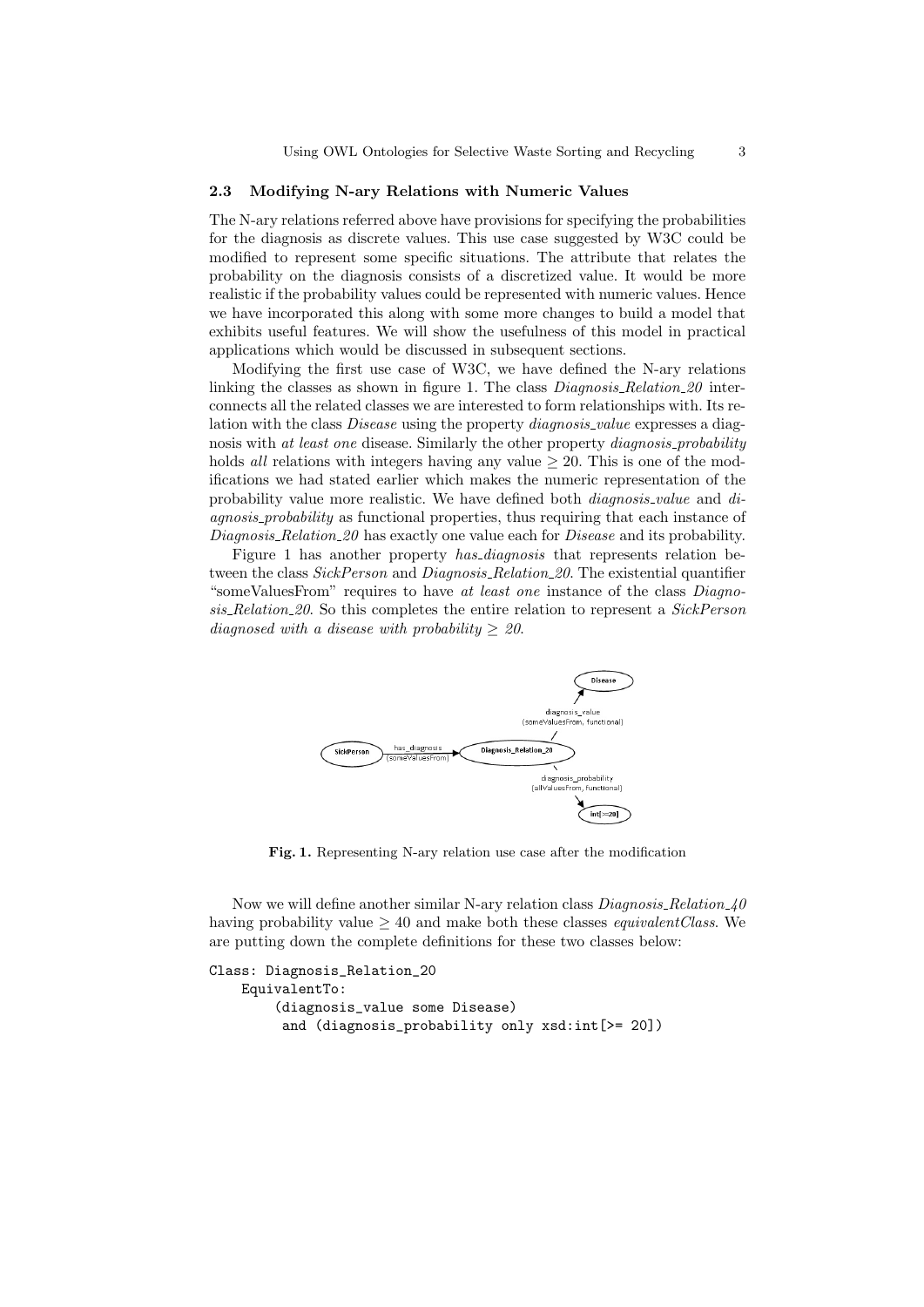### 2.3 Modifying N-ary Relations with Numeric Values

The N-ary relations referred above have provisions for specifying the probabilities for the diagnosis as discrete values. This use case suggested by W3C could be modified to represent some specific situations. The attribute that relates the probability on the diagnosis consists of a discretized value. It would be more realistic if the probability values could be represented with numeric values. Hence we have incorporated this along with some more changes to build a model that exhibits useful features. We will show the usefulness of this model in practical applications which would be discussed in subsequent sections.

Modifying the first use case of W3C, we have defined the N-ary relations linking the classes as shown in figure 1. The class *Diagnosis_Relation_20* interconnects all the related classes we are interested to form relationships with. Its relation with the class *Disease* using the property *diagnosis_value* expresses a diagnosis with *at least one* disease. Similarly the other property *diagnosis_probability* holds *all* relations with integers having any value $\geq 20$. This is one of the modifications we had stated earlier which makes the numeric representation of the probability value more realistic. We have defined both *diagnosis_value* and *diagnosis_probability* as functional properties, thus requiring that each instance of *Diagnosis_Relation_20* has exactly one value each for *Disease* and its probability.

Figure 1 has another property *has_diagnosis* that represents relation between the class *SickPerson* and *Diagnosis_Relation_20*. The existential quantifier "someValuesFrom" requires to have *at least one* instance of the class *Diagnosis_Relation_20*. So this completes the entire relation to represent a *SickPerson diagnosed with a disease with probability* $\geq$ *20*.

**Fig. 1.** Representing N-ary relation use case after the modification

Now we will define another similar N-ary relation class *Diagnosis_Relation_40* having probability value $\geq 40$ and make both these classes *equivalentClass*. We are putting down the complete definitions for these two classes below:

```
Class: Diagnosis_Relation_20
    EquivalentTo:
        (diagnosis_value some Disease)
         and (diagnosis_probability only xsd:int[>= 20])
```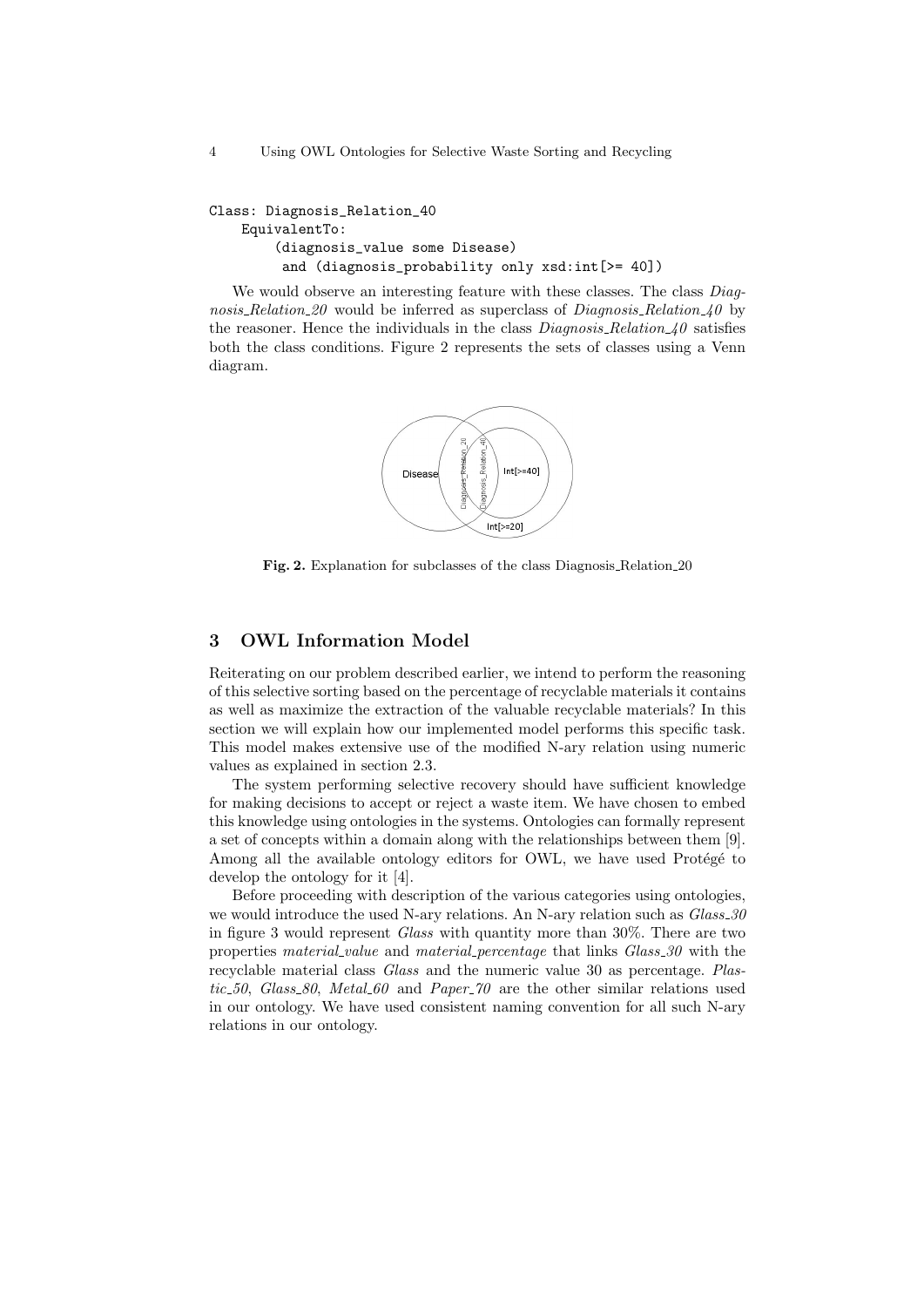```
Class: Diagnosis_Relation_40
    EquivalentTo:
        (diagnosis_value some Disease)
         and (diagnosis_probability only xsd:int[>= 40])
```

We would observe an interesting feature with these classes. The class *Diagnosis_Relation_20* would be inferred as superclass of *Diagnosis_Relation_40* by the reasoner. Hence the individuals in the class *Diagnosis_Relation_40* satisfies both the class conditions. Figure 2 represents the sets of classes using a Venn diagram.

**Fig. 2.** Explanation for subclasses of the class Diagnosis_Relation_20

## 3 OWL Information Model

Reiterating on our problem described earlier, we intend to perform the reasoning of this selective sorting based on the percentage of recyclable materials it contains as well as maximize the extraction of the valuable recyclable materials? In this section we will explain how our implemented model performs this specific task. This model makes extensive use of the modified N-ary relation using numeric values as explained in section 2.3.

The system performing selective recovery should have sufficient knowledge for making decisions to accept or reject a waste item. We have chosen to embed this knowledge using ontologies in the systems. Ontologies can formally represent a set of concepts within a domain along with the relationships between them [9]. Among all the available ontology editors for OWL, we have used Protégé to develop the ontology for it [4].

Before proceeding with description of the various categories using ontologies, we would introduce the used N-ary relations. An N-ary relation such as *Glass_30* in figure 3 would represent *Glass* with quantity more than 30%. There are two properties *material_value* and *material_percentage* that links *Glass_30* with the recyclable material class *Glass* and the numeric value 30 as percentage. *Plastic_50*, *Glass_80*, *Metal_60* and *Paper_70* are the other similar relations used in our ontology. We have used consistent naming convention for all such N-ary relations in our ontology.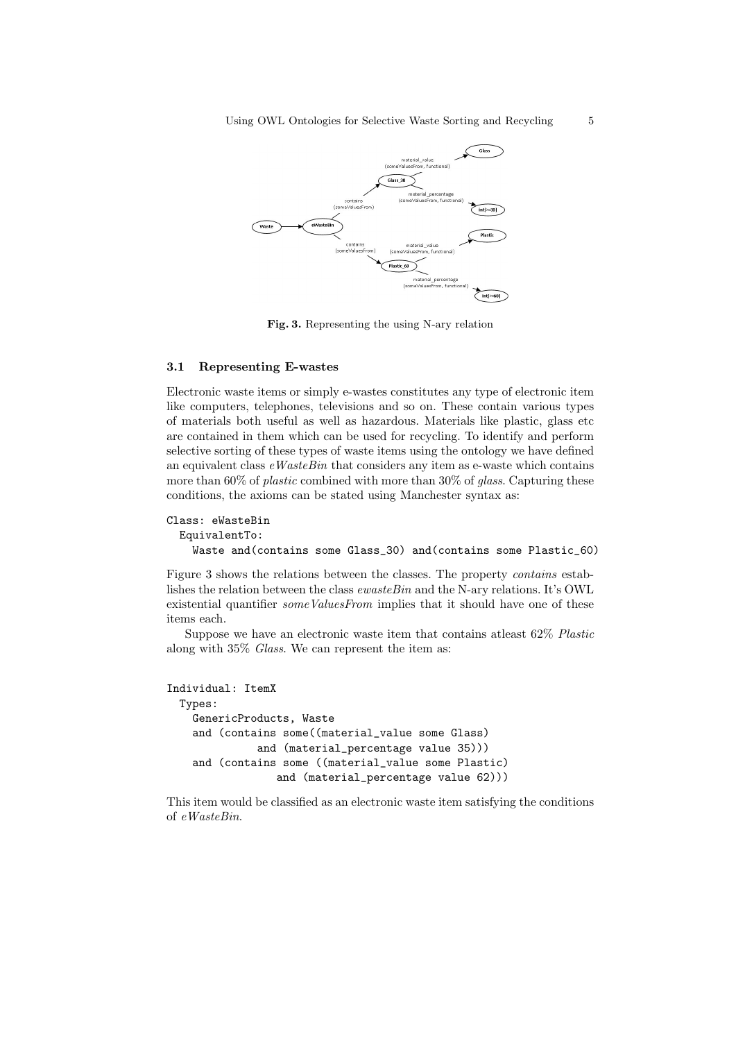Fig. 3. Representing the using N-ary relation

### 3.1 Representing E-wastes

Electronic waste items or simply e-wastes constitutes any type of electronic item like computers, telephones, televisions and so on. These contain various types of materials both useful as well as hazardous. Materials like plastic, glass etc are contained in them which can be used for recycling. To identify and perform selective sorting of these types of waste items using the ontology we have defined an equivalent class *eWasteBin* that considers any item as e-waste which contains more than 60% of *plastic* combined with more than 30% of *glass*. Capturing these conditions, the axioms can be stated using Manchester syntax as:

```
Class: eWasteBin
  EquivalentTo:
    Waste and(contains some Glass_30) and(contains some Plastic_60)
```

Figure 3 shows the relations between the classes. The property *contains* establishes the relation between the class *ewasteBin* and the N-ary relations. It's OWL existential quantifier *someValuesFrom* implies that it should have one of these items each.

Suppose we have an electronic waste item that contains atleast 62% *Plastic* along with 35% *Glass*. We can represent the item as:

```
Individual: ItemX
  Types:
    GenericProducts, Waste
    and (contains some((material_value some Glass)
             and (material_percentage value 35)))
    and (contains some ((material_value some Plastic)
                and (material_percentage value 62)))
```

This item would be classified as an electronic waste item satisfying the conditions of *eWasteBin*.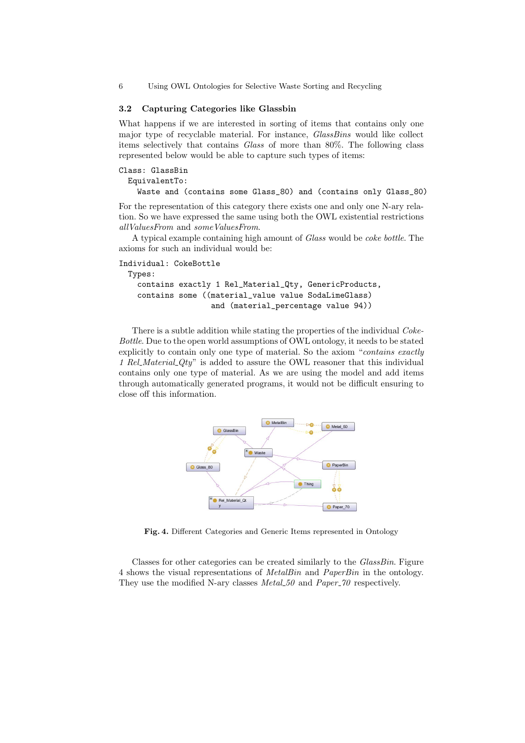### 3.2 Capturing Categories like Glassbin

What happens if we are interested in sorting of items that contains only one major type of recyclable material. For instance, *GlassBins* would like collect items selectively that contains *Glass* of more than 80%. The following class represented below would be able to capture such types of items:

```
Class: GlassBin
  EquivalentTo:
    Waste and (contains some Glass_80) and (contains only Glass_80)
```

For the representation of this category there exists one and only one N-ary relation. So we have expressed the same using both the OWL existential restrictions *allValuesFrom* and *someValuesFrom*.

A typical example containing high amount of *Glass* would be *coke bottle*. The axioms for such an individual would be:

```
Individual: CokeBottle
  Types:
    contains exactly 1 Rel_Material_Qty, GenericProducts,
    contains some ((material_value value SodaLimeGlass)
                    and (material_percentage value 94))
```

There is a subtle addition while stating the properties of the individual *CokeBottle*. Due to the open world assumptions of OWL ontology, it needs to be stated explicitly to contain only one type of material. So the axiom "*contains exactly 1 Rel_Material_Qty*" is added to assure the OWL reasoner that this individual contains only one type of material. As we are using the model and add items through automatically generated programs, it would not be difficult ensuring to close off this information.

**Fig. 4.** Different Categories and Generic Items represented in Ontology

Classes for other categories can be created similarly to the *GlassBin*. Figure 4 shows the visual representations of *MetalBin* and *PaperBin* in the ontology. They use the modified N-ary classes *Metal_50* and *Paper_70* respectively.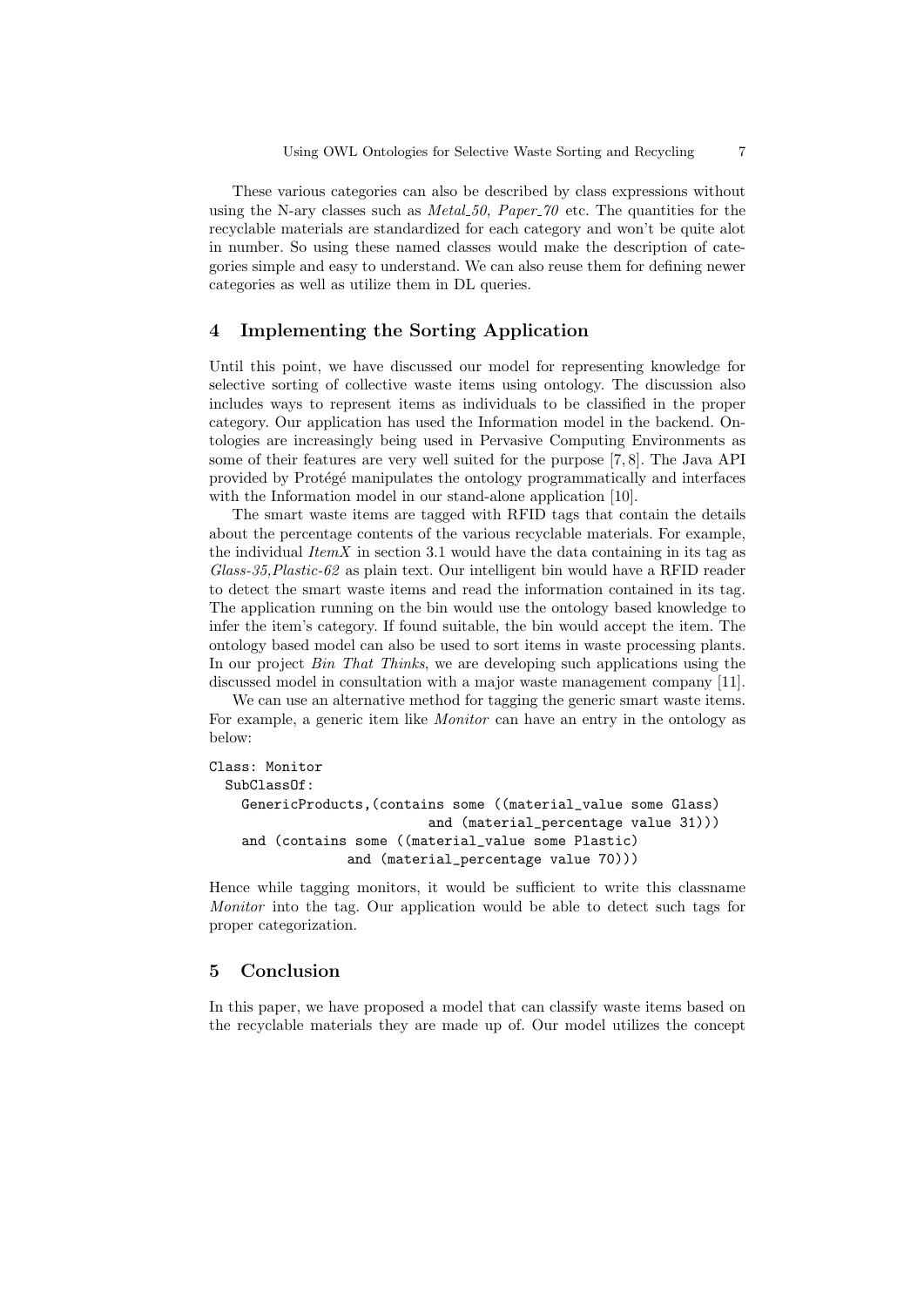These various categories can also be described by class expressions without using the N-ary classes such as *Metal_50, Paper_70* etc. The quantities for the recyclable materials are standardized for each category and won't be quite alot in number. So using these named classes would make the description of categories simple and easy to understand. We can also reuse them for defining newer categories as well as utilize them in DL queries.

## 4 Implementing the Sorting Application

Until this point, we have discussed our model for representing knowledge for selective sorting of collective waste items using ontology. The discussion also includes ways to represent items as individuals to be classified in the proper category. Our application has used the Information model in the backend. Ontologies are increasingly being used in Pervasive Computing Environments as some of their features are very well suited for the purpose [7, 8]. The Java API provided by Protégé manipulates the ontology programmatically and interfaces with the Information model in our stand-alone application [10].

The smart waste items are tagged with RFID tags that contain the details about the percentage contents of the various recyclable materials. For example, the individual *ItemX* in section 3.1 would have the data containing in its tag as *Glass-35,Plastic-62* as plain text. Our intelligent bin would have a RFID reader to detect the smart waste items and read the information contained in its tag. The application running on the bin would use the ontology based knowledge to infer the item's category. If found suitable, the bin would accept the item. The ontology based model can also be used to sort items in waste processing plants. In our project *Bin That Thinks*, we are developing such applications using the discussed model in consultation with a major waste management company [11].

We can use an alternative method for tagging the generic smart waste items. For example, a generic item like *Monitor* can have an entry in the ontology as below:

```
Class: Monitor
  SubClassOf:
    GenericProducts,(contains some ((material_value some Glass)
                           and (material_percentage value 31)))
    and (contains some ((material_value some Plastic)
                 and (material_percentage value 70)))
```

Hence while tagging monitors, it would be sufficient to write this classname *Monitor* into the tag. Our application would be able to detect such tags for proper categorization.

## 5 Conclusion

In this paper, we have proposed a model that can classify waste items based on the recyclable materials they are made up of. Our model utilizes the concept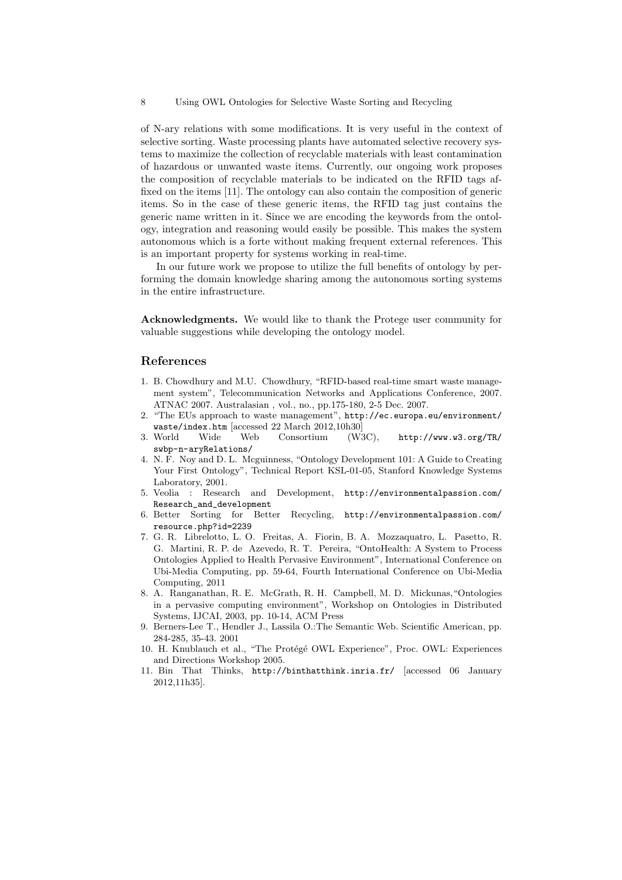of N-ary relations with some modifications. It is very useful in the context of selective sorting. Waste processing plants have automated selective recovery systems to maximize the collection of recyclable materials with least contamination of hazardous or unwanted waste items. Currently, our ongoing work proposes the composition of recyclable materials to be indicated on the RFID tags affixed on the items [11]. The ontology can also contain the composition of generic items. So in the case of these generic items, the RFID tag just contains the generic name written in it. Since we are encoding the keywords from the ontology, integration and reasoning would easily be possible. This makes the system autonomous which is a forte without making frequent external references. This is an important property for systems working in real-time.

In our future work we propose to utilize the full benefits of ontology by performing the domain knowledge sharing among the autonomous sorting systems in the entire infrastructure.

**Acknowledgments.** We would like to thank the Protege user community for valuable suggestions while developing the ontology model.

## References

1. B. Chowdhury and M.U. Chowdhury, "RFID-based real-time smart waste management system", Telecommunication Networks and Applications Conference, 2007. ATNAC 2007. Australasian , vol., no., pp.175-180, 2-5 Dec. 2007.
2. "The EUs approach to waste management", http://ec.europa.eu/environment/waste/index.htm [accessed 22 March 2012,10h30]
3. World Wide Web Consortium (W3C), http://www.w3.org/TR/swbp-n-aryRelations/
4. N. F. Noy and D. L. Mcguinness, "Ontology Development 101: A Guide to Creating Your First Ontology", Technical Report KSL-01-05, Stanford Knowledge Systems Laboratory, 2001.
5. Veolia : Research and Development, http://environmentalpassion.com/Research_and_development
6. Better Sorting for Better Recycling, http://environmentalpassion.com/resource.php?id=2239
7. G. R. Librelotto, L. O. Freitas, A. Fiorin, B. A. Mozzaquatro, L. Pasetto, R. G. Martini, R. P. de Azevedo, R. T. Pereira, "OntoHealth: A System to Process Ontologies Applied to Health Pervasive Environment", International Conference on Ubi-Media Computing, pp. 59-64, Fourth International Conference on Ubi-Media Computing, 2011
8. A. Ranganathan, R. E. McGrath, R. H. Campbell, M. D. Mickunas,"Ontologies in a pervasive computing environment", Workshop on Ontologies in Distributed Systems, IJCAI, 2003, pp. 10-14, ACM Press
9. Berners-Lee T., Hendler J., Lassila O.:The Semantic Web. Scientific American, pp. 284-285, 35-43. 2001
10. H. Knublauch et al., "The Protégé OWL Experience", Proc. OWL: Experiences and Directions Workshop 2005.
11. Bin That Thinks, http://binthatthink.inria.fr/ [accessed 06 January 2012,11h35].